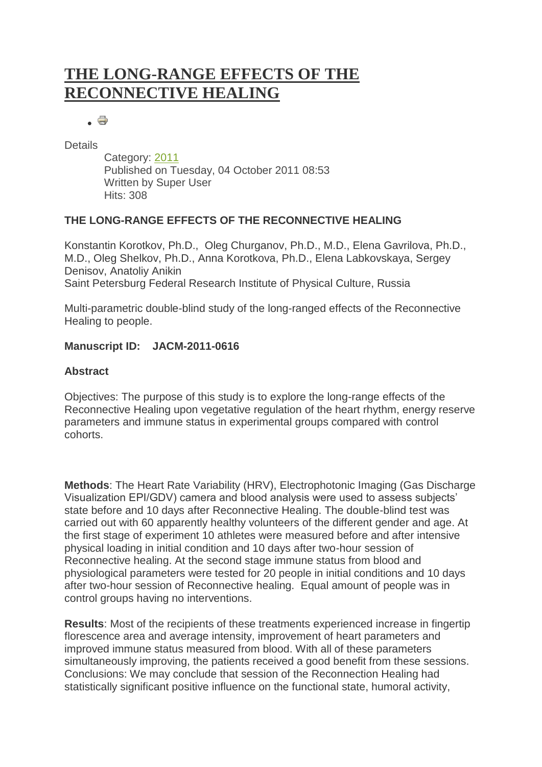# THE LONG-RANGE EFFECTS OF THE RECONNECTIVE HEALING

Details

Category: 2011
Published on Tuesday, 04 October 2011 08:53
Written by Super User
Hits: 308

**THE LONG-RANGE EFFECTS OF THE RECONNECTIVE HEALING**

Konstantin Korotkov, Ph.D., Oleg Churganov, Ph.D., M.D., Elena Gavrilova, Ph.D., M.D., Oleg Shelkov, Ph.D., Anna Korotkova, Ph.D., Elena Labkovskaya, Sergey Denisov, Anatoliy Anikin
Saint Petersburg Federal Research Institute of Physical Culture, Russia

Multi-parametric double-blind study of the long-ranged effects of the Reconnective Healing to people.

**Manuscript ID: JACM-2011-0616**

**Abstract**

Objectives: The purpose of this study is to explore the long-range effects of the Reconnective Healing upon vegetative regulation of the heart rhythm, energy reserve parameters and immune status in experimental groups compared with control cohorts.

**Methods**: The Heart Rate Variability (HRV), Electrophotonic Imaging (Gas Discharge Visualization EPI/GDV) camera and blood analysis were used to assess subjects' state before and 10 days after Reconnective Healing. The double-blind test was carried out with 60 apparently healthy volunteers of the different gender and age. At the first stage of experiment 10 athletes were measured before and after intensive physical loading in initial condition and 10 days after two-hour session of Reconnective healing. At the second stage immune status from blood and physiological parameters were tested for 20 people in initial conditions and 10 days after two-hour session of Reconnective healing. Equal amount of people was in control groups having no interventions.

**Results**: Most of the recipients of these treatments experienced increase in fingertip florescence area and average intensity, improvement of heart parameters and improved immune status measured from blood. With all of these parameters simultaneously improving, the patients received a good benefit from these sessions. Conclusions: We may conclude that session of the Reconnection Healing had statistically significant positive influence on the functional state, humoral activity,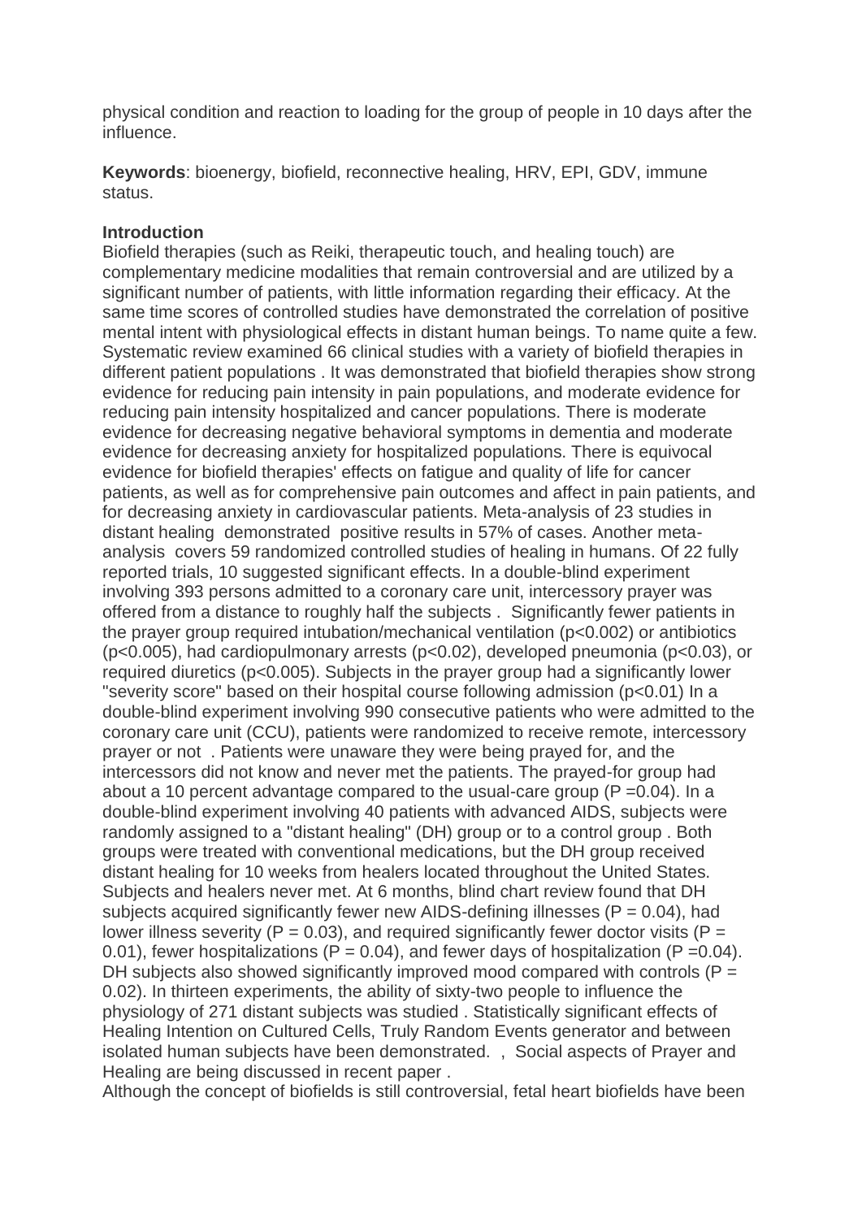physical condition and reaction to loading for the group of people in 10 days after the influence.

**Keywords**: bioenergy, biofield, reconnective healing, HRV, EPI, GDV, immune status.

**Introduction**

Biofield therapies (such as Reiki, therapeutic touch, and healing touch) are complementary medicine modalities that remain controversial and are utilized by a significant number of patients, with little information regarding their efficacy. At the same time scores of controlled studies have demonstrated the correlation of positive mental intent with physiological effects in distant human beings. To name quite a few. Systematic review examined 66 clinical studies with a variety of biofield therapies in different patient populations . It was demonstrated that biofield therapies show strong evidence for reducing pain intensity in pain populations, and moderate evidence for reducing pain intensity hospitalized and cancer populations. There is moderate evidence for decreasing negative behavioral symptoms in dementia and moderate evidence for decreasing anxiety for hospitalized populations. There is equivocal evidence for biofield therapies' effects on fatigue and quality of life for cancer patients, as well as for comprehensive pain outcomes and affect in pain patients, and for decreasing anxiety in cardiovascular patients. Meta-analysis of 23 studies in distant healing demonstrated positive results in 57% of cases. Another meta-analysis covers 59 randomized controlled studies of healing in humans. Of 22 fully reported trials, 10 suggested significant effects. In a double-blind experiment involving 393 persons admitted to a coronary care unit, intercessory prayer was offered from a distance to roughly half the subjects . Significantly fewer patients in the prayer group required intubation/mechanical ventilation ($p<0.002$) or antibiotics ($p<0.005$), had cardiopulmonary arrests ($p<0.02$), developed pneumonia ($p<0.03$), or required diuretics ($p<0.005$). Subjects in the prayer group had a significantly lower "severity score" based on their hospital course following admission ($p<0.01$) In a double-blind experiment involving 990 consecutive patients who were admitted to the coronary care unit (CCU), patients were randomized to receive remote, intercessory prayer or not . Patients were unaware they were being prayed for, and the intercessors did not know and never met the patients. The prayed-for group had about a 10 percent advantage compared to the usual-care group ($P = 0.04$). In a double-blind experiment involving 40 patients with advanced AIDS, subjects were randomly assigned to a "distant healing" (DH) group or to a control group . Both groups were treated with conventional medications, but the DH group received distant healing for 10 weeks from healers located throughout the United States. Subjects and healers never met. At 6 months, blind chart review found that DH subjects acquired significantly fewer new AIDS-defining illnesses ($P = 0.04$), had lower illness severity ($P = 0.03$), and required significantly fewer doctor visits ($P = 0.01$), fewer hospitalizations ($P = 0.04$), and fewer days of hospitalization ($P = 0.04$). DH subjects also showed significantly improved mood compared with controls ($P = 0.02$). In thirteen experiments, the ability of sixty-two people to influence the physiology of 271 distant subjects was studied . Statistically significant effects of Healing Intention on Cultured Cells, Truly Random Events generator and between isolated human subjects have been demonstrated. , Social aspects of Prayer and Healing are being discussed in recent paper .

Although the concept of biofields is still controversial, fetal heart biofields have been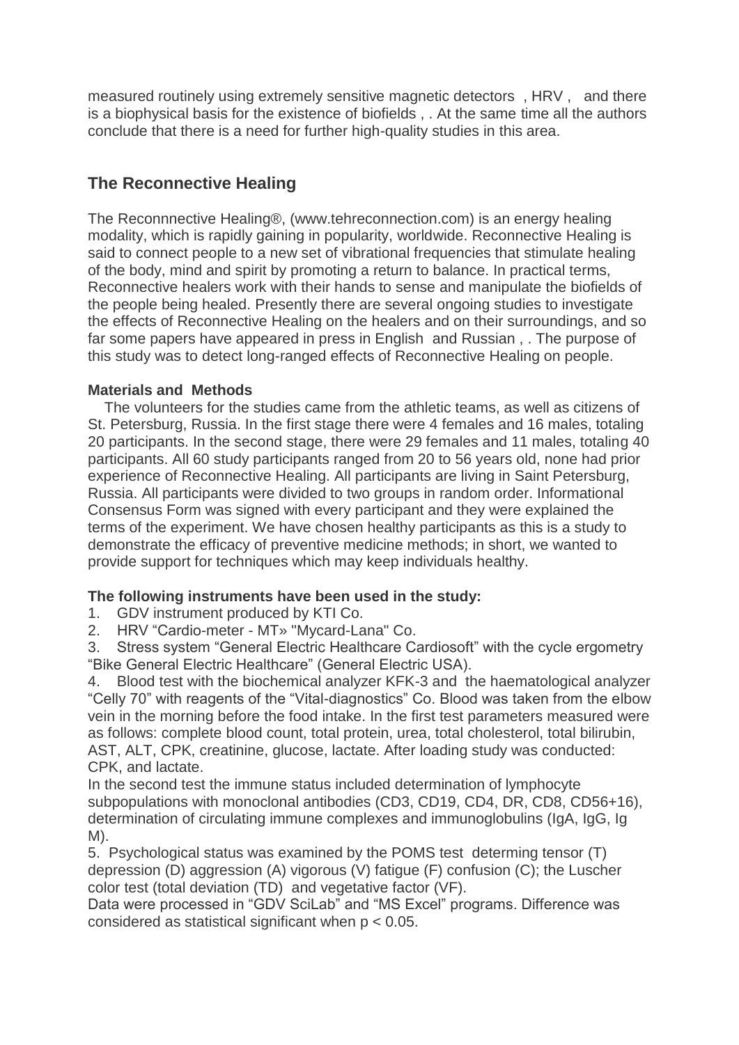measured routinely using extremely sensitive magnetic detectors , HRV , and there is a biophysical basis for the existence of biofields , . At the same time all the authors conclude that there is a need for further high-quality studies in this area.

## The Reconnective Healing

The Reconnnective Healing®, (www.tehreconnection.com) is an energy healing modality, which is rapidly gaining in popularity, worldwide. Reconnective Healing is said to connect people to a new set of vibrational frequencies that stimulate healing of the body, mind and spirit by promoting a return to balance. In practical terms, Reconnective healers work with their hands to sense and manipulate the biofields of the people being healed. Presently there are several ongoing studies to investigate the effects of Reconnective Healing on the healers and on their surroundings, and so far some papers have appeared in press in English and Russian , . The purpose of this study was to detect long-ranged effects of Reconnective Healing on people.

### Materials and Methods

The volunteers for the studies came from the athletic teams, as well as citizens of St. Petersburg, Russia. In the first stage there were 4 females and 16 males, totaling 20 participants. In the second stage, there were 29 females and 11 males, totaling 40 participants. All 60 study participants ranged from 20 to 56 years old, none had prior experience of Reconnective Healing. All participants are living in Saint Petersburg, Russia. All participants were divided to two groups in random order. Informational Consensus Form was signed with every participant and they were explained the terms of the experiment. We have chosen healthy participants as this is a study to demonstrate the efficacy of preventive medicine methods; in short, we wanted to provide support for techniques which may keep individuals healthy.

**The following instruments have been used in the study:**

1. GDV instrument produced by KTI Co.
2. HRV "Cardio-meter - MT» "Mycard-Lana" Co.
3. Stress system "General Electric Healthcare Cardiosoft" with the cycle ergometry "Bike General Electric Healthcare" (General Electric USA).
4. Blood test with the biochemical analyzer KFK-3 and the haematological analyzer "Celly 70" with reagents of the "Vital-diagnostics" Co. Blood was taken from the elbow vein in the morning before the food intake. In the first test parameters measured were as follows: complete blood count, total protein, urea, total cholesterol, total bilirubin, AST, ALT, CPK, creatinine, glucose, lactate. After loading study was conducted: CPK, and lactate.

In the second test the immune status included determination of lymphocyte subpopulations with monoclonal antibodies (CD3, CD19, CD4, DR, CD8, CD56+16), determination of circulating immune complexes and immunoglobulins (IgA, IgG, Ig M).

5. Psychological status was examined by the POMS test determing tensor (T) depression (D) aggression (A) vigorous (V) fatigue (F) confusion (C); the Luscher color test (total deviation (TD) and vegetative factor (VF).

Data were processed in "GDV SciLab" and "MS Excel" programs. Difference was considered as statistical significant when $p < 0.05$.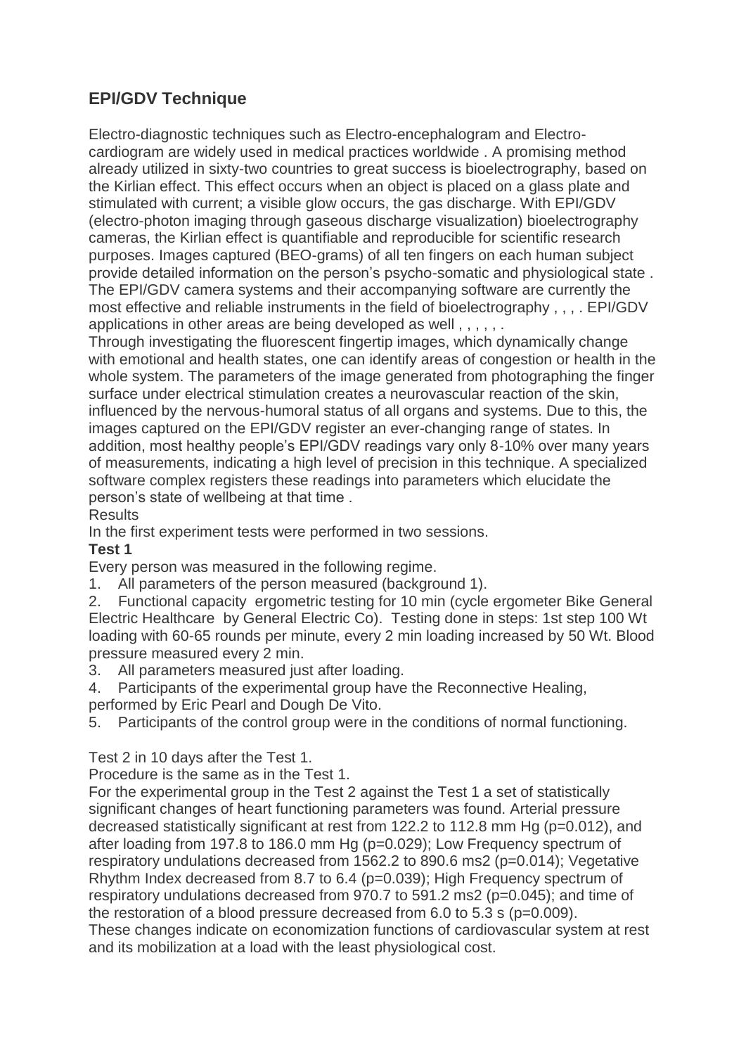## EPI/GDV Technique

Electro-diagnostic techniques such as Electro-encephalogram and Electro-cardiogram are widely used in medical practices worldwide . A promising method already utilized in sixty-two countries to great success is bioelectrography, based on the Kirlian effect. This effect occurs when an object is placed on a glass plate and stimulated with current; a visible glow occurs, the gas discharge. With EPI/GDV (electro-photon imaging through gaseous discharge visualization) bioelectrography cameras, the Kirlian effect is quantifiable and reproducible for scientific research purposes. Images captured (BEO-grams) of all ten fingers on each human subject provide detailed information on the person's psycho-somatic and physiological state . The EPI/GDV camera systems and their accompanying software are currently the most effective and reliable instruments in the field of bioelectrography , , , . EPI/GDV applications in other areas are being developed as well , , , , , .

Through investigating the fluorescent fingertip images, which dynamically change with emotional and health states, one can identify areas of congestion or health in the whole system. The parameters of the image generated from photographing the finger surface under electrical stimulation creates a neurovascular reaction of the skin, influenced by the nervous-humoral status of all organs and systems. Due to this, the images captured on the EPI/GDV register an ever-changing range of states. In addition, most healthy people's EPI/GDV readings vary only 8-10% over many years of measurements, indicating a high level of precision in this technique. A specialized software complex registers these readings into parameters which elucidate the person's state of wellbeing at that time .

Results

In the first experiment tests were performed in two sessions.

**Test 1**

Every person was measured in the following regime.

1. All parameters of the person measured (background 1).
2. Functional capacity ergometric testing for 10 min (cycle ergometer Bike General Electric Healthcare by General Electric Co). Testing done in steps: 1st step 100 Wt loading with 60-65 rounds per minute, every 2 min loading increased by 50 Wt. Blood pressure measured every 2 min.
3. All parameters measured just after loading.
4. Participants of the experimental group have the Reconnective Healing, performed by Eric Pearl and Dough De Vito.
5. Participants of the control group were in the conditions of normal functioning.

Test 2 in 10 days after the Test 1.

Procedure is the same as in the Test 1.

For the experimental group in the Test 2 against the Test 1 a set of statistically significant changes of heart functioning parameters was found. Arterial pressure decreased statistically significant at rest from 122.2 to 112.8 mm Hg ($p=0.012$), and after loading from 197.8 to 186.0 mm Hg ($p=0.029$); Low Frequency spectrum of respiratory undulations decreased from 1562.2 to 890.6 ms2 ($p=0.014$); Vegetative Rhythm Index decreased from 8.7 to 6.4 ($p=0.039$); High Frequency spectrum of respiratory undulations decreased from 970.7 to 591.2 ms2 ($p=0.045$); and time of the restoration of a blood pressure decreased from 6.0 to 5.3 s ($p=0.009$).

These changes indicate on economization functions of cardiovascular system at rest and its mobilization at a load with the least physiological cost.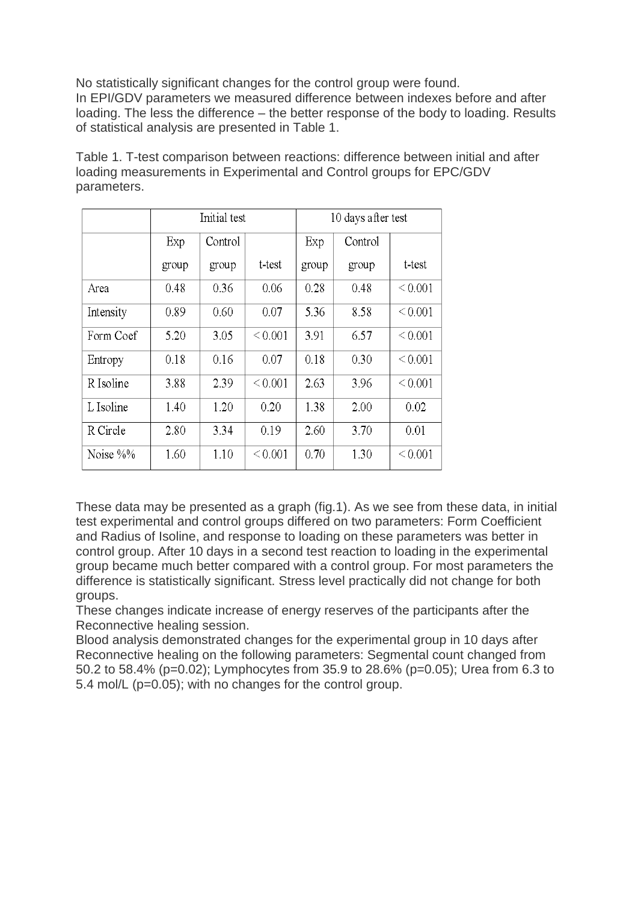No statistically significant changes for the control group were found.
In EPI/GDV parameters we measured difference between indexes before and after loading. The less the difference – the better response of the body to loading. Results of statistical analysis are presented in Table 1.

Table 1. T-test comparison between reactions: difference between initial and after loading measurements in Experimental and Control groups for EPC/GDV parameters.

| | Initial test | | | 10 days after test | | |
|---|---|---|---|---|---|---|
| | Exp group | Control group | t-test | Exp group | Control group | t-test |
| Area | 0.48 | 0.36 | 0.06 | 0.28 | 0.48 | < 0.001 |
| Intensity | 0.89 | 0.60 | 0.07 | 5.36 | 8.58 | < 0.001 |
| Form Coef | 5.20 | 3.05 | < 0.001 | 3.91 | 6.57 | < 0.001 |
| Entropy | 0.18 | 0.16 | 0.07 | 0.18 | 0.30 | < 0.001 |
| R Isoline | 3.88 | 2.39 | < 0.001 | 2.63 | 3.96 | < 0.001 |
| L Isoline | 1.40 | 1.20 | 0.20 | 1.38 | 2.00 | 0.02 |
| R Circle | 2.80 | 3.34 | 0.19 | 2.60 | 3.70 | 0.01 |
| Noise %% | 1.60 | 1.10 | < 0.001 | 0.70 | 1.30 | < 0.001 |

These data may be presented as a graph (fig.1). As we see from these data, in initial test experimental and control groups differed on two parameters: Form Coefficient and Radius of Isoline, and response to loading on these parameters was better in control group. After 10 days in a second test reaction to loading in the experimental group became much better compared with a control group. For most parameters the difference is statistically significant. Stress level practically did not change for both groups.
These changes indicate increase of energy reserves of the participants after the Reconnective healing session.
Blood analysis demonstrated changes for the experimental group in 10 days after Reconnective healing on the following parameters: Segmental count changed from 50.2 to 58.4% ($p=0.02$); Lymphocytes from 35.9 to 28.6% ($p=0.05$); Urea from 6.3 to 5.4 mol/L ($p=0.05$); with no changes for the control group.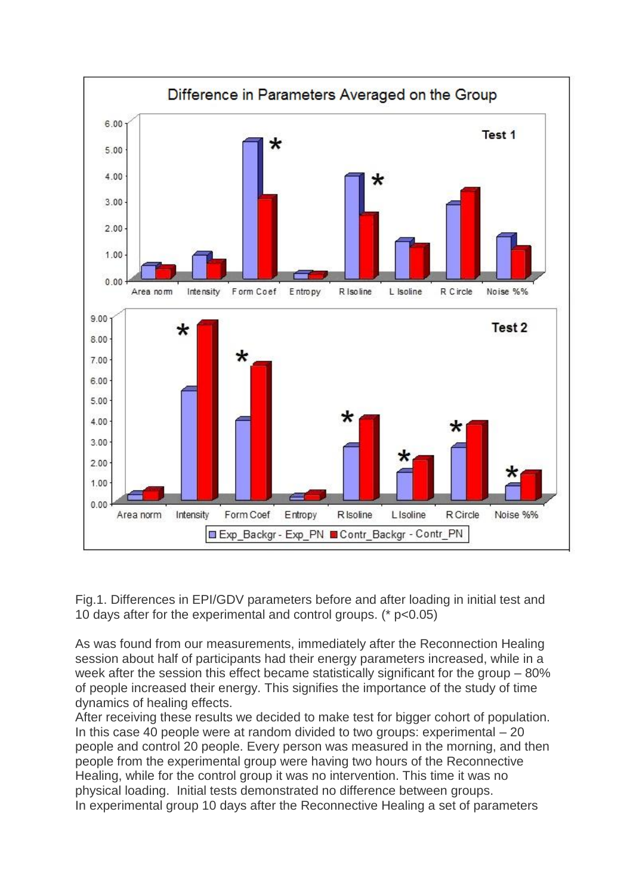Fig.1. Differences in EPI/GDV parameters before and after loading in initial test and 10 days after for the experimental and control groups. (* $p<0.05$)

As was found from our measurements, immediately after the Reconnection Healing session about half of participants had their energy parameters increased, while in a week after the session this effect became statistically significant for the group – 80% of people increased their energy. This signifies the importance of the study of time dynamics of healing effects.

After receiving these results we decided to make test for bigger cohort of population. In this case 40 people were at random divided to two groups: experimental – 20 people and control 20 people. Every person was measured in the morning, and then people from the experimental group were having two hours of the Reconnective Healing, while for the control group it was no intervention. This time it was no physical loading. Initial tests demonstrated no difference between groups.

In experimental group 10 days after the Reconnective Healing a set of parameters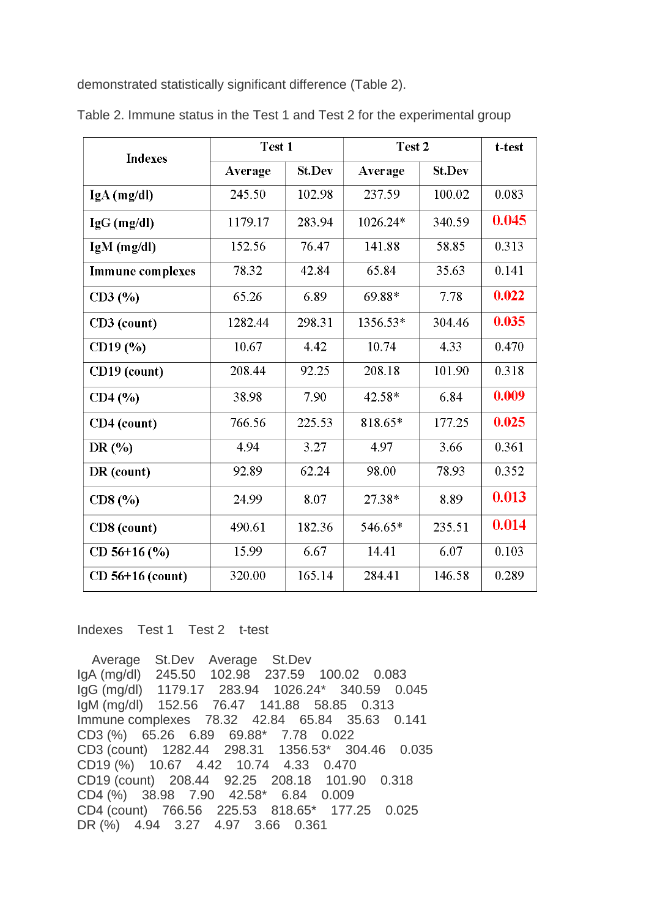demonstrated statistically significant difference (Table 2).

Table 2. Immune status in the Test 1 and Test 2 for the experimental group

| Indexes | Test 1 | | Test 2 | | t-test |
|---|---|---|---|---|---|
| | Average | St.Dev | Average | St.Dev | |
| IgA (mg/dl) | 245.50 | 102.98 | 237.59 | 100.02 | 0.083 |
| IgG (mg/dl) | 1179.17 | 283.94 | 1026.24* | 340.59 | 0.045 |
| IgM (mg/dl) | 152.56 | 76.47 | 141.88 | 58.85 | 0.313 |
| Immune complexes | 78.32 | 42.84 | 65.84 | 35.63 | 0.141 |
| CD3 (%) | 65.26 | 6.89 | 69.88* | 7.78 | 0.022 |
| CD3 (count) | 1282.44 | 298.31 | 1356.53* | 304.46 | 0.035 |
| CD19 (%) | 10.67 | 4.42 | 10.74 | 4.33 | 0.470 |
| CD19 (count) | 208.44 | 92.25 | 208.18 | 101.90 | 0.318 |
| CD4 (%) | 38.98 | 7.90 | 42.58* | 6.84 | 0.009 |
| CD4 (count) | 766.56 | 225.53 | 818.65* | 177.25 | 0.025 |
| DR (%) | 4.94 | 3.27 | 4.97 | 3.66 | 0.361 |
| DR (count) | 92.89 | 62.24 | 98.00 | 78.93 | 0.352 |
| CD8 (%) | 24.99 | 8.07 | 27.38* | 8.89 | 0.013 |
| CD8 (count) | 490.61 | 182.36 | 546.65* | 235.51 | 0.014 |
| CD 56+16 (%) | 15.99 | 6.67 | 14.41 | 6.07 | 0.103 |
| CD 56+16 (count) | 320.00 | 165.14 | 284.41 | 146.58 | 0.289 |

Indexes Test 1 Test 2 t-test

Average St.Dev Average St.Dev
IgA (mg/dl) 245.50 102.98 237.59 100.02 0.083
IgG (mg/dl) 1179.17 283.94 1026.24* 340.59 0.045
IgM (mg/dl) 152.56 76.47 141.88 58.85 0.313
Immune complexes 78.32 42.84 65.84 35.63 0.141
CD3 (%) 65.26 6.89 69.88* 7.78 0.022
CD3 (count) 1282.44 298.31 1356.53* 304.46 0.035
CD19 (%) 10.67 4.42 10.74 4.33 0.470
CD19 (count) 208.44 92.25 208.18 101.90 0.318
CD4 (%) 38.98 7.90 42.58* 6.84 0.009
CD4 (count) 766.56 225.53 818.65* 177.25 0.025
DR (%) 4.94 3.27 4.97 3.66 0.361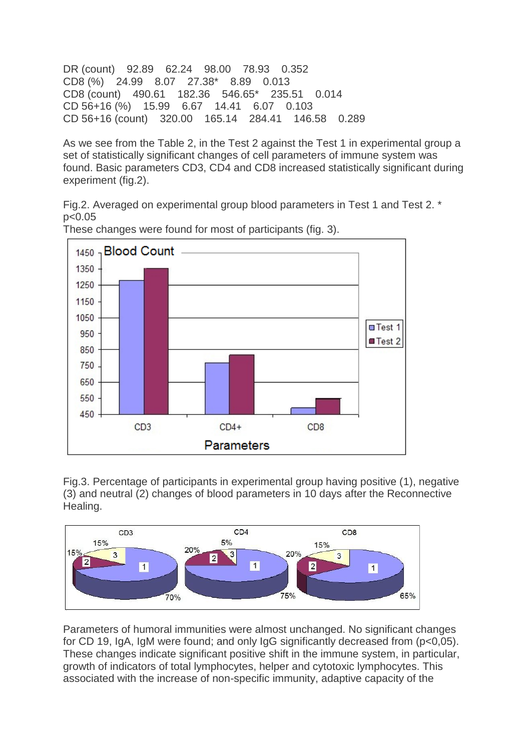| | | | | | |
|---|---|---|---|---|---|
| DR (count) | 92.89 | 62.24 | 98.00 | 78.93 | 0.352 |
| CD8 (%) | 24.99 | 8.07 | 27.38* | 8.89 | 0.013 |
| CD8 (count) | 490.61 | 182.36 | 546.65* | 235.51 | 0.014 |
| CD 56+16 (%) | 15.99 | 6.67 | 14.41 | 6.07 | 0.103 |
| CD 56+16 (count) | 320.00 | 165.14 | 284.41 | 146.58 | 0.289 |

As we see from the Table 2, in the Test 2 against the Test 1 in experimental group a set of statistically significant changes of cell parameters of immune system was found. Basic parameters CD3, CD4 and CD8 increased statistically significant during experiment (fig.2).

Fig.2. Averaged on experimental group blood parameters in Test 1 and Test 2. * $p<0.05$

These changes were found for most of participants (fig. 3).

Fig.3. Percentage of participants in experimental group having positive (1), negative (3) and neutral (2) changes of blood parameters in 10 days after the Reconnective Healing.

Parameters of humoral immunities were almost unchanged. No significant changes for CD 19, IgA, IgM were found; and only IgG significantly decreased from ($p<0,05$). These changes indicate significant positive shift in the immune system, in particular, growth of indicators of total lymphocytes, helper and cytotoxic lymphocytes. This associated with the increase of non-specific immunity, adaptive capacity of the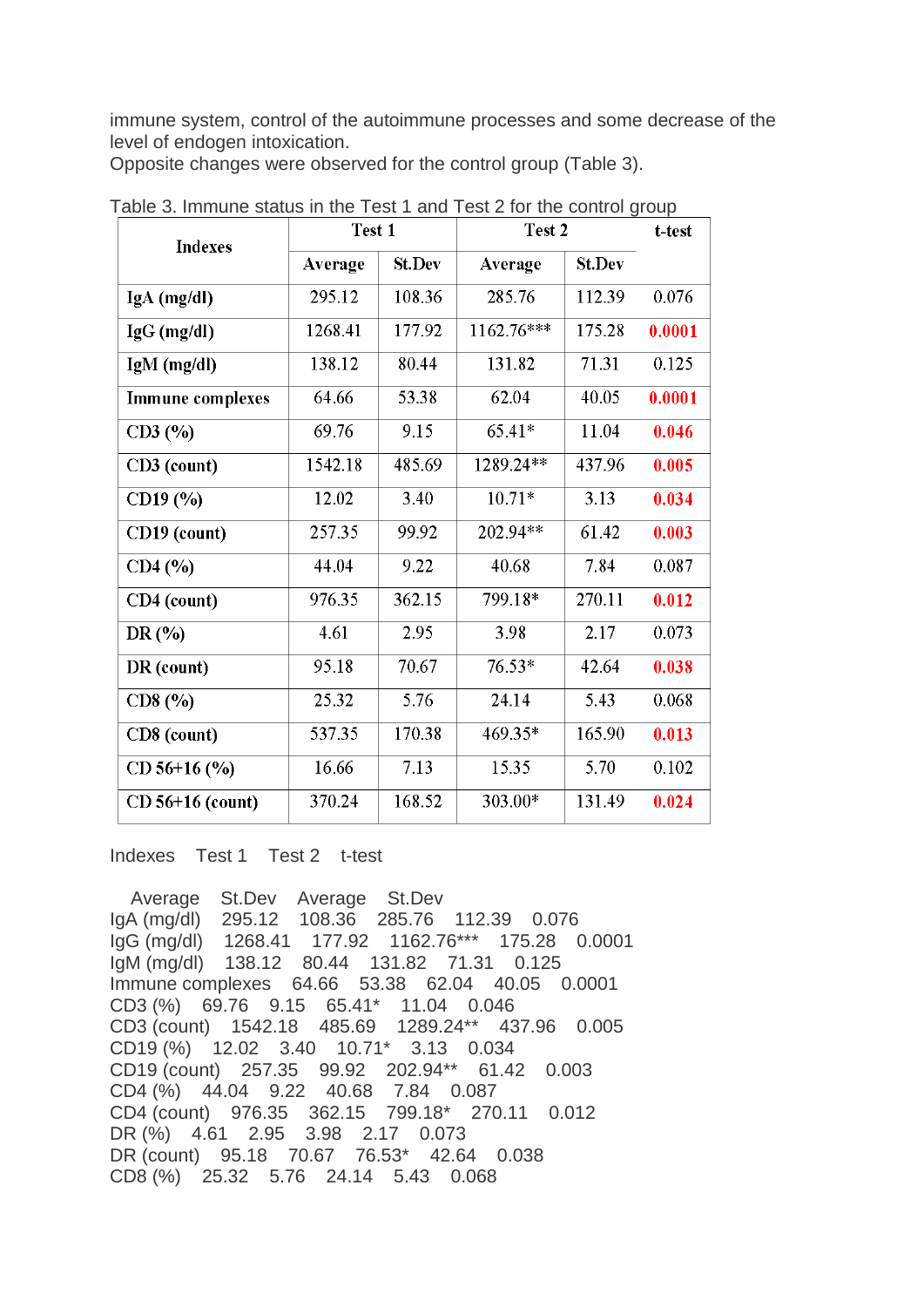immune system, control of the autoimmune processes and some decrease of the level of endogen intoxication.

Opposite changes were observed for the control group (Table 3).

Table 3. Immune status in the Test 1 and Test 2 for the control group

| Indexes | Test 1 | | Test 2 | | t-test |
|---|---|---|---|---|---|
| | Average | St.Dev | Average | St.Dev | |
| IgA (mg/dl) | 295.12 | 108.36 | 285.76 | 112.39 | 0.076 |
| IgG (mg/dl) | 1268.41 | 177.92 | 1162.76*** | 175.28 | 0.0001 |
| IgM (mg/dl) | 138.12 | 80.44 | 131.82 | 71.31 | 0.125 |
| Immune complexes | 64.66 | 53.38 | 62.04 | 40.05 | 0.0001 |
| CD3 (%) | 69.76 | 9.15 | 65.41* | 11.04 | 0.046 |
| CD3 (count) | 1542.18 | 485.69 | 1289.24** | 437.96 | 0.005 |
| CD19 (%) | 12.02 | 3.40 | 10.71* | 3.13 | 0.034 |
| CD19 (count) | 257.35 | 99.92 | 202.94** | 61.42 | 0.003 |
| CD4 (%) | 44.04 | 9.22 | 40.68 | 7.84 | 0.087 |
| CD4 (count) | 976.35 | 362.15 | 799.18* | 270.11 | 0.012 |
| DR (%) | 4.61 | 2.95 | 3.98 | 2.17 | 0.073 |
| DR (count) | 95.18 | 70.67 | 76.53* | 42.64 | 0.038 |
| CD8 (%) | 25.32 | 5.76 | 24.14 | 5.43 | 0.068 |
| CD8 (count) | 537.35 | 170.38 | 469.35* | 165.90 | 0.013 |
| CD 56+16 (%) | 16.66 | 7.13 | 15.35 | 5.70 | 0.102 |
| CD 56+16 (count) | 370.24 | 168.52 | 303.00* | 131.49 | 0.024 |

Indexes Test 1 Test 2 t-test

Average St.Dev Average St.Dev
IgA (mg/dl) 295.12 108.36 285.76 112.39 0.076
IgG (mg/dl) 1268.41 177.92 1162.76*** 175.28 0.0001
IgM (mg/dl) 138.12 80.44 131.82 71.31 0.125
Immune complexes 64.66 53.38 62.04 40.05 0.0001
CD3 (%) 69.76 9.15 65.41* 11.04 0.046
CD3 (count) 1542.18 485.69 1289.24** 437.96 0.005
CD19 (%) 12.02 3.40 10.71* 3.13 0.034
CD19 (count) 257.35 99.92 202.94** 61.42 0.003
CD4 (%) 44.04 9.22 40.68 7.84 0.087
CD4 (count) 976.35 362.15 799.18* 270.11 0.012
DR (%) 4.61 2.95 3.98 2.17 0.073
DR (count) 95.18 70.67 76.53* 42.64 0.038
CD8 (%) 25.32 5.76 24.14 5.43 0.068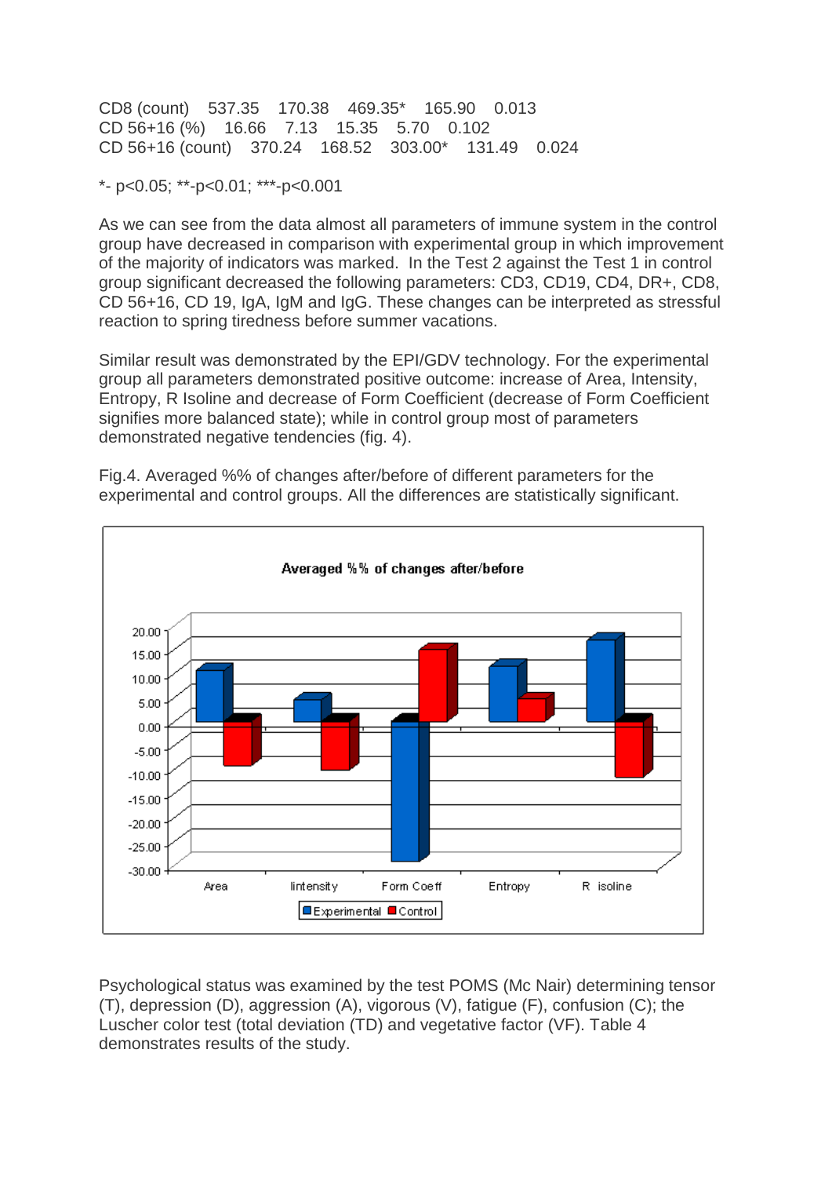| CD8 (count) | 537.35 | 170.38 | 469.35* | 165.90 | 0.013 |
|---|---|---|---|---|---|
| CD 56+16 (%) | 16.66 | 7.13 | 15.35 | 5.70 | 0.102 |
| CD 56+16 (count) | 370.24 | 168.52 | 303.00* | 131.49 | 0.024 |

*- p<0.05; **-p<0.01; ***-p<0.001

As we can see from the data almost all parameters of immune system in the control group have decreased in comparison with experimental group in which improvement of the majority of indicators was marked. In the Test 2 against the Test 1 in control group significant decreased the following parameters: CD3, CD19, CD4, DR+, CD8, CD 56+16, CD 19, IgA, IgM and IgG. These changes can be interpreted as stressful reaction to spring tiredness before summer vacations.

Similar result was demonstrated by the EPI/GDV technology. For the experimental group all parameters demonstrated positive outcome: increase of Area, Intensity, Entropy, R Isoline and decrease of Form Coefficient (decrease of Form Coefficient signifies more balanced state); while in control group most of parameters demonstrated negative tendencies (fig. 4).

Fig.4. Averaged %% of changes after/before of different parameters for the experimental and control groups. All the differences are statistically significant.

Psychological status was examined by the test POMS (Mc Nair) determining tensor (T), depression (D), aggression (A), vigorous (V), fatigue (F), confusion (C); the Luscher color test (total deviation (TD) and vegetative factor (VF). Table 4 demonstrates results of the study.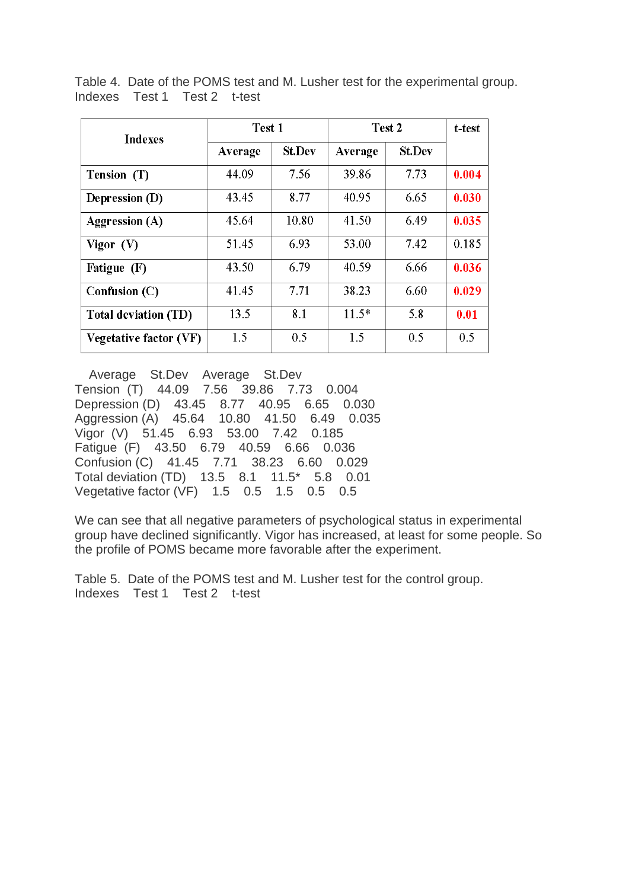Table 4. Date of the POMS test and M. Lusher test for the experimental group.
Indexes Test 1 Test 2 t-test

| Indexes | Test 1 | | Test 2 | | t-test |
|---|---|---|---|---|---|
| | Average | St.Dev | Average | St.Dev | |
| Tension (T) | 44.09 | 7.56 | 39.86 | 7.73 | 0.004 |
| Depression (D) | 43.45 | 8.77 | 40.95 | 6.65 | 0.030 |
| Aggression (A) | 45.64 | 10.80 | 41.50 | 6.49 | 0.035 |
| Vigor (V) | 51.45 | 6.93 | 53.00 | 7.42 | 0.185 |
| Fatigue (F) | 43.50 | 6.79 | 40.59 | 6.66 | 0.036 |
| Confusion (C) | 41.45 | 7.71 | 38.23 | 6.60 | 0.029 |
| Total deviation (TD) | 13.5 | 8.1 | 11.5* | 5.8 | 0.01 |
| Vegetative factor (VF) | 1.5 | 0.5 | 1.5 | 0.5 | 0.5 |

Average St.Dev Average St.Dev
Tension (T) 44.09 7.56 39.86 7.73 0.004
Depression (D) 43.45 8.77 40.95 6.65 0.030
Aggression (A) 45.64 10.80 41.50 6.49 0.035
Vigor (V) 51.45 6.93 53.00 7.42 0.185
Fatigue (F) 43.50 6.79 40.59 6.66 0.036
Confusion (C) 41.45 7.71 38.23 6.60 0.029
Total deviation (TD) 13.5 8.1 11.5* 5.8 0.01
Vegetative factor (VF) 1.5 0.5 1.5 0.5 0.5

We can see that all negative parameters of psychological status in experimental group have declined significantly. Vigor has increased, at least for some people. So the profile of POMS became more favorable after the experiment.

Table 5. Date of the POMS test and M. Lusher test for the control group.
Indexes Test 1 Test 2 t-test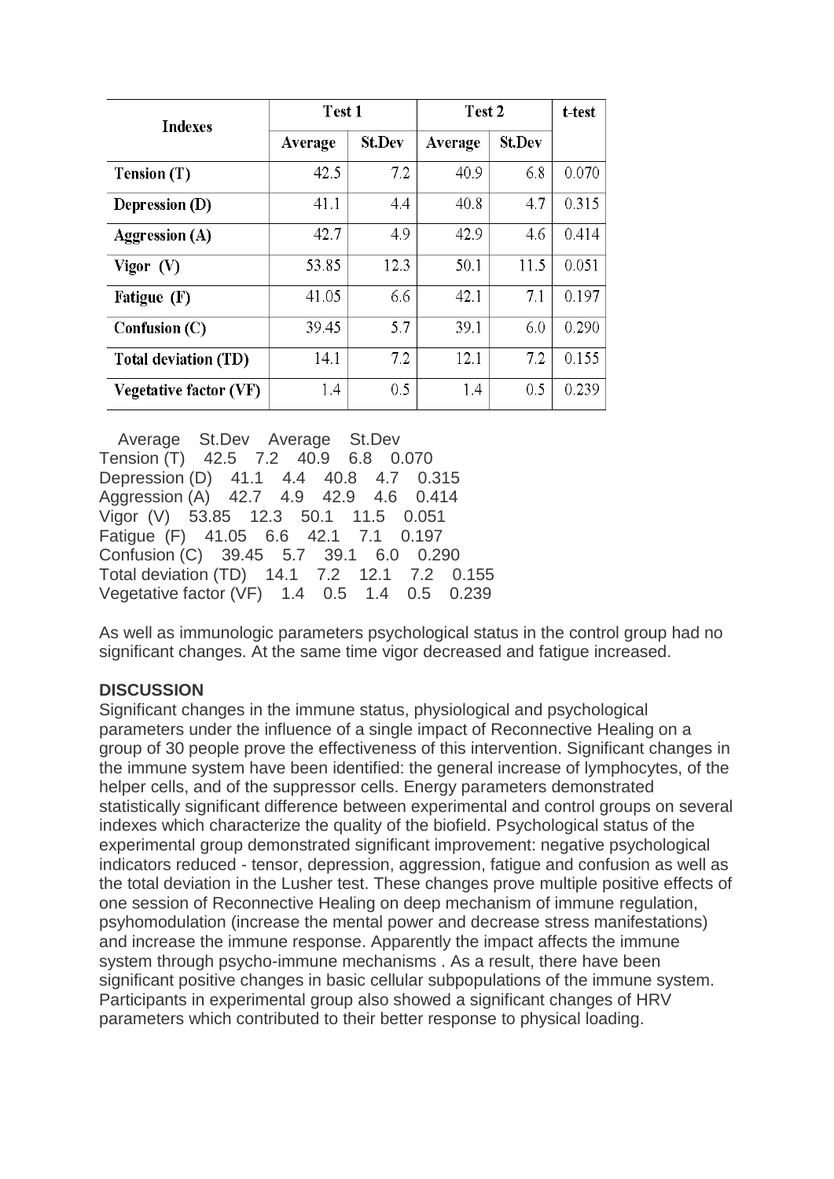| Indexes | Test 1 | | Test 2 | | t-test |
|---|---|---|---|---|---|
| | Average | St.Dev | Average | St.Dev | |
| Tension (T) | 42.5 | 7.2 | 40.9 | 6.8 | 0.070 |
| Depression (D) | 41.1 | 4.4 | 40.8 | 4.7 | 0.315 |
| Aggression (A) | 42.7 | 4.9 | 42.9 | 4.6 | 0.414 |
| Vigor (V) | 53.85 | 12.3 | 50.1 | 11.5 | 0.051 |
| Fatigue (F) | 41.05 | 6.6 | 42.1 | 7.1 | 0.197 |
| Confusion (C) | 39.45 | 5.7 | 39.1 | 6.0 | 0.290 |
| Total deviation (TD) | 14.1 | 7.2 | 12.1 | 7.2 | 0.155 |
| Vegetative factor (VF) | 1.4 | 0.5 | 1.4 | 0.5 | 0.239 |

Average St.Dev Average St.Dev
Tension (T) 42.5 7.2 40.9 6.8 0.070
Depression (D) 41.1 4.4 40.8 4.7 0.315
Aggression (A) 42.7 4.9 42.9 4.6 0.414
Vigor (V) 53.85 12.3 50.1 11.5 0.051
Fatigue (F) 41.05 6.6 42.1 7.1 0.197
Confusion (C) 39.45 5.7 39.1 6.0 0.290
Total deviation (TD) 14.1 7.2 12.1 7.2 0.155
Vegetative factor (VF) 1.4 0.5 1.4 0.5 0.239

As well as immunologic parameters psychological status in the control group had no significant changes. At the same time vigor decreased and fatigue increased.

**DISCUSSION**

Significant changes in the immune status, physiological and psychological parameters under the influence of a single impact of Reconnective Healing on a group of 30 people prove the effectiveness of this intervention. Significant changes in the immune system have been identified: the general increase of lymphocytes, of the helper cells, and of the suppressor cells. Energy parameters demonstrated statistically significant difference between experimental and control groups on several indexes which characterize the quality of the biofield. Psychological status of the experimental group demonstrated significant improvement: negative psychological indicators reduced - tensor, depression, aggression, fatigue and confusion as well as the total deviation in the Lusher test. These changes prove multiple positive effects of one session of Reconnective Healing on deep mechanism of immune regulation, psyhomodulation (increase the mental power and decrease stress manifestations) and increase the immune response. Apparently the impact affects the immune system through psycho-immune mechanisms . As a result, there have been significant positive changes in basic cellular subpopulations of the immune system. Participants in experimental group also showed a significant changes of HRV parameters which contributed to their better response to physical loading.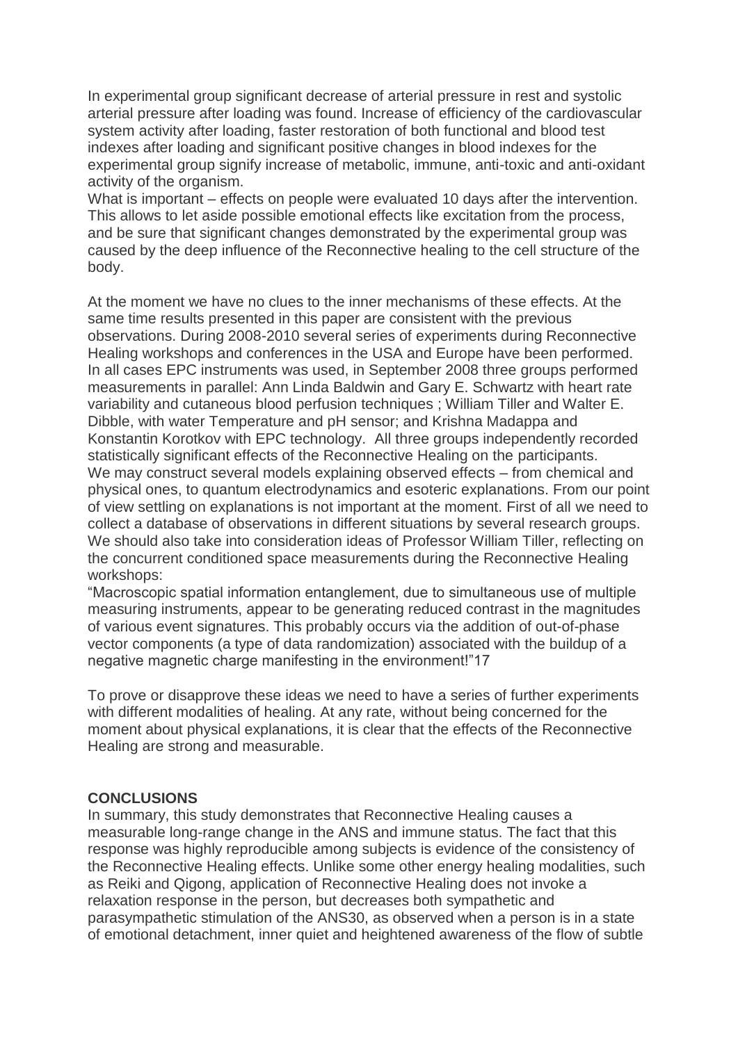In experimental group significant decrease of arterial pressure in rest and systolic arterial pressure after loading was found. Increase of efficiency of the cardiovascular system activity after loading, faster restoration of both functional and blood test indexes after loading and significant positive changes in blood indexes for the experimental group signify increase of metabolic, immune, anti-toxic and anti-oxidant activity of the organism.

What is important – effects on people were evaluated 10 days after the intervention. This allows to let aside possible emotional effects like excitation from the process, and be sure that significant changes demonstrated by the experimental group was caused by the deep influence of the Reconnective healing to the cell structure of the body.

At the moment we have no clues to the inner mechanisms of these effects. At the same time results presented in this paper are consistent with the previous observations. During 2008-2010 several series of experiments during Reconnective Healing workshops and conferences in the USA and Europe have been performed. In all cases EPC instruments was used, in September 2008 three groups performed measurements in parallel: Ann Linda Baldwin and Gary E. Schwartz with heart rate variability and cutaneous blood perfusion techniques ; William Tiller and Walter E. Dibble, with water Temperature and pH sensor; and Krishna Madappa and Konstantin Korotkov with EPC technology. All three groups independently recorded statistically significant effects of the Reconnective Healing on the participants.

We may construct several models explaining observed effects – from chemical and physical ones, to quantum electrodynamics and esoteric explanations. From our point of view settling on explanations is not important at the moment. First of all we need to collect a database of observations in different situations by several research groups. We should also take into consideration ideas of Professor William Tiller, reflecting on the concurrent conditioned space measurements during the Reconnective Healing workshops:

"Macroscopic spatial information entanglement, due to simultaneous use of multiple measuring instruments, appear to be generating reduced contrast in the magnitudes of various event signatures. This probably occurs via the addition of out-of-phase vector components (a type of data randomization) associated with the buildup of a negative magnetic charge manifesting in the environment!"17

To prove or disapprove these ideas we need to have a series of further experiments with different modalities of healing. At any rate, without being concerned for the moment about physical explanations, it is clear that the effects of the Reconnective Healing are strong and measurable.

## CONCLUSIONS

In summary, this study demonstrates that Reconnective Healing causes a measurable long-range change in the ANS and immune status. The fact that this response was highly reproducible among subjects is evidence of the consistency of the Reconnective Healing effects. Unlike some other energy healing modalities, such as Reiki and Qigong, application of Reconnective Healing does not invoke a relaxation response in the person, but decreases both sympathetic and parasympathetic stimulation of the ANS30, as observed when a person is in a state of emotional detachment, inner quiet and heightened awareness of the flow of subtle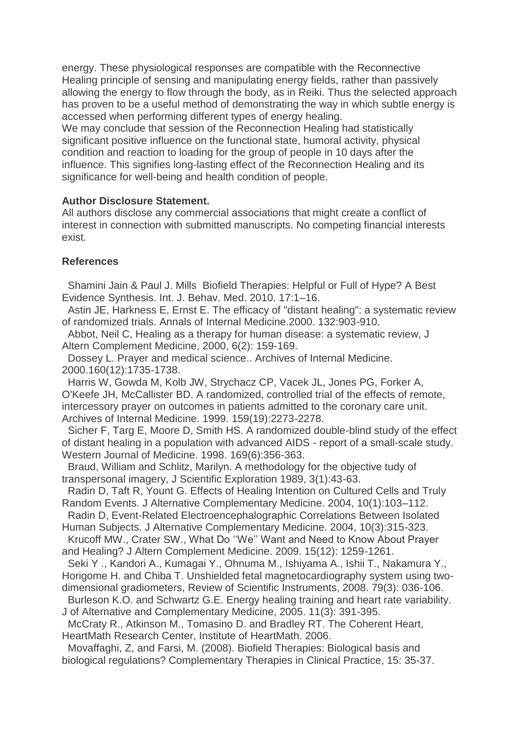energy. These physiological responses are compatible with the Reconnective Healing principle of sensing and manipulating energy fields, rather than passively allowing the energy to flow through the body, as in Reiki. Thus the selected approach has proven to be a useful method of demonstrating the way in which subtle energy is accessed when performing different types of energy healing.

We may conclude that session of the Reconnection Healing had statistically significant positive influence on the functional state, humoral activity, physical condition and reaction to loading for the group of people in 10 days after the influence. This signifies long-lasting effect of the Reconnection Healing and its significance for well-being and health condition of people.

**Author Disclosure Statement.**

All authors disclose any commercial associations that might create a conflict of interest in connection with submitted manuscripts. No competing financial interests exist.

**References**

Shamini Jain & Paul J. Mills Biofield Therapies: Helpful or Full of Hype? A Best Evidence Synthesis. Int. J. Behav. Med. 2010. 17:1–16.

Astin JE, Harkness E, Ernst E. The efficacy of "distant healing": a systematic review of randomized trials. Annals of Internal Medicine.2000. 132:903-910.

Abbot, Neil C, Healing as a therapy for human disease: a systematic review, J Altern Complement Medicine, 2000, 6(2): 159-169.

Dossey L. Prayer and medical science.. Archives of Internal Medicine. 2000.160(12):1735-1738.

Harris W, Gowda M, Kolb JW, Strychacz CP, Vacek JL, Jones PG, Forker A, O'Keefe JH, McCallister BD. A randomized, controlled trial of the effects of remote, intercessory prayer on outcomes in patients admitted to the coronary care unit. Archives of Internal Medicine. 1999. 159(19):2273-2278.

Sicher F, Targ E, Moore D, Smith HS. A randomized double-blind study of the effect of distant healing in a population with advanced AIDS - report of a small-scale study. Western Journal of Medicine. 1998. 169(6):356-363.

Braud, William and Schlitz, Marilyn. A methodology for the objective tudy of transpersonal imagery, J Scientific Exploration 1989, 3(1):43-63.

Radin D, Taft R, Yount G. Effects of Healing Intention on Cultured Cells and Truly Random Events. J Alternative Complementary Medicine. 2004, 10(1):103–112.

Radin D, Event-Related Electroencephalographic Correlations Between Isolated Human Subjects. J Alternative Complementary Medicine. 2004, 10(3):315-323.

Krucoff MW., Crater SW., What Do ''We'' Want and Need to Know About Prayer and Healing? J Altern Complement Medicine. 2009. 15(12): 1259-1261.

Seki Y ., Kandori A., Kumagai Y., Ohnuma M., Ishiyama A., Ishii T., Nakamura Y., Horigome H. and Chiba T. Unshielded fetal magnetocardiography system using two-dimensional gradiometers, Review of Scientific Instruments, 2008. 79(3): 036-106.

Burleson K.O. and Schwartz G.E. Energy healing training and heart rate variability. J of Alternative and Complementary Medicine, 2005. 11(3): 391-395.

McCraty R., Atkinson M., Tomasino D. and Bradley RT. The Coherent Heart, HeartMath Research Center, Institute of HeartMath. 2006.

Movaffaghi, Z, and Farsi, M. (2008). Biofield Therapies: Biological basis and biological regulations? Complementary Therapies in Clinical Practice, 15: 35-37.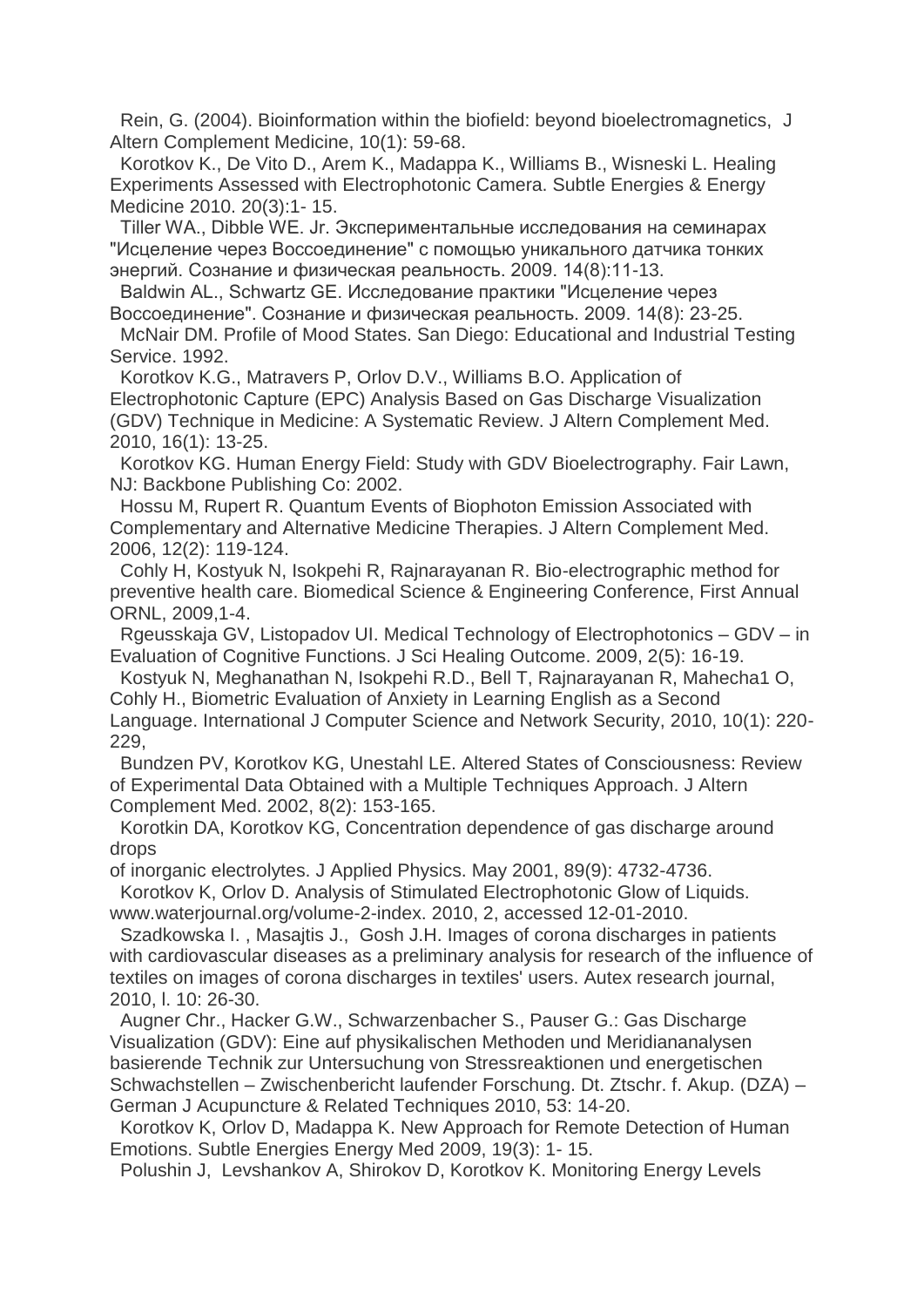Rein, G. (2004). Bioinformation within the biofield: beyond bioelectromagnetics, J Altern Complement Medicine, 10(1): 59-68.

Korotkov K., De Vito D., Arem K., Madappa K., Williams B., Wisneski L. Healing Experiments Assessed with Electrophotonic Camera. Subtle Energies & Energy Medicine 2010. 20(3):1- 15.

Tiller WA., Dibble WE. Jr. Экспериментальные исследования на семинарах "Исцеление через Воссоединение" с помощью уникального датчика тонких энергий. Сознание и физическая реальность. 2009. 14(8):11-13.

Baldwin AL., Schwartz GE. Исследование практики "Исцеление через Воссоединение". Сознание и физическая реальность. 2009. 14(8): 23-25.

McNair DM. Profile of Mood States. San Diego: Educational and Industrial Testing Service. 1992.

Korotkov K.G., Matravers P, Orlov D.V., Williams B.O. Application of Electrophotonic Capture (EPC) Analysis Based on Gas Discharge Visualization (GDV) Technique in Medicine: A Systematic Review. J Altern Complement Med. 2010, 16(1): 13-25.

Korotkov KG. Human Energy Field: Study with GDV Bioelectrography. Fair Lawn, NJ: Backbone Publishing Co: 2002.

Hossu M, Rupert R. Quantum Events of Biophoton Emission Associated with Complementary and Alternative Medicine Therapies. J Altern Complement Med. 2006, 12(2): 119-124.

Cohly H, Kostyuk N, Isokpehi R, Rajnarayanan R. Bio-electrographic method for preventive health care. Biomedical Science & Engineering Conference, First Annual ORNL, 2009,1-4.

Rgeusskaja GV, Listopadov UI. Medical Technology of Electrophotonics – GDV – in Evaluation of Cognitive Functions. J Sci Healing Outcome. 2009, 2(5): 16-19.

Kostyuk N, Meghanathan N, Isokpehi R.D., Bell T, Rajnarayanan R, Mahecha1 O, Cohly H., Biometric Evaluation of Anxiety in Learning English as a Second Language. International J Computer Science and Network Security, 2010, 10(1): 220-229,

Bundzen PV, Korotkov KG, Unestahl LE. Altered States of Consciousness: Review of Experimental Data Obtained with a Multiple Techniques Approach. J Altern Complement Med. 2002, 8(2): 153-165.

Korotkin DA, Korotkov KG, Concentration dependence of gas discharge around drops of inorganic electrolytes. J Applied Physics. May 2001, 89(9): 4732-4736.

Korotkov K, Orlov D. Analysis of Stimulated Electrophotonic Glow of Liquids. www.waterjournal.org/volume-2-index. 2010, 2, accessed 12-01-2010.

Szadkowska I. , Masajtis J., Gosh J.H. Images of corona discharges in patients with cardiovascular diseases as a preliminary analysis for research of the influence of textiles on images of corona discharges in textiles' users. Autex research journal, 2010, l. 10: 26-30.

Augner Chr., Hacker G.W., Schwarzenbacher S., Pauser G.: Gas Discharge Visualization (GDV): Eine auf physikalischen Methoden und Meridiananalysen basierende Technik zur Untersuchung von Stressreaktionen und energetischen Schwachstellen – Zwischenbericht laufender Forschung. Dt. Ztschr. f. Akup. (DZA) – German J Acupuncture & Related Techniques 2010, 53: 14-20.

Korotkov K, Orlov D, Madappa K. New Approach for Remote Detection of Human Emotions. Subtle Energies Energy Med 2009, 19(3): 1- 15.

Polushin J, Levshankov A, Shirokov D, Korotkov K. Monitoring Energy Levels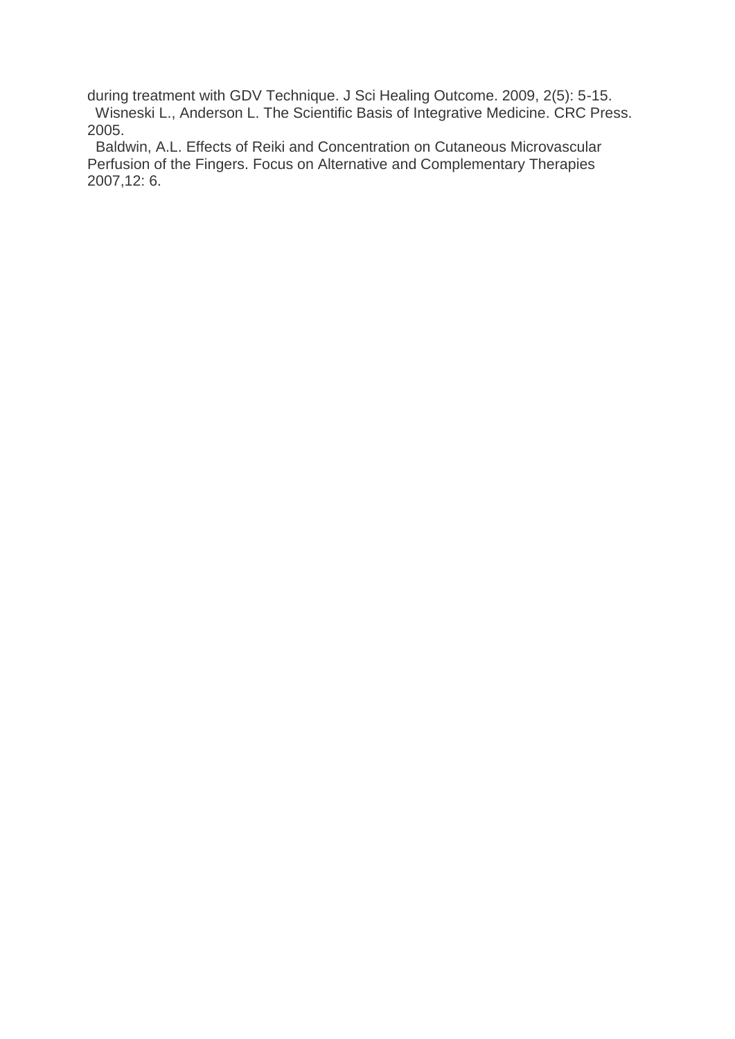during treatment with GDV Technique. J Sci Healing Outcome. 2009, 2(5): 5-15.

Wisneski L., Anderson L. The Scientific Basis of Integrative Medicine. CRC Press. 2005.

Baldwin, A.L. Effects of Reiki and Concentration on Cutaneous Microvascular Perfusion of the Fingers. Focus on Alternative and Complementary Therapies 2007,12: 6.